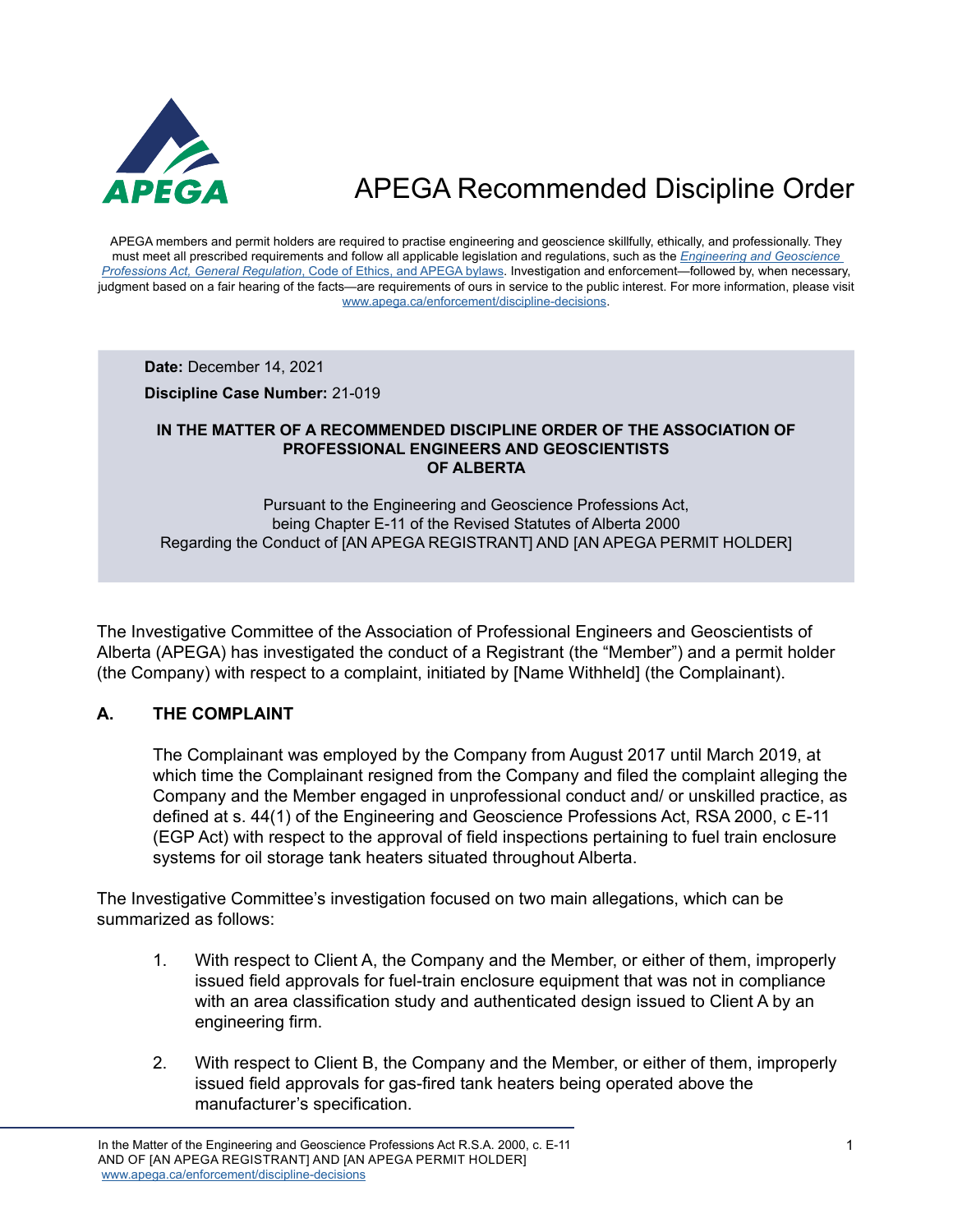# APEGA Recommended Discipline Order

APEGA members and permit holders are required to practise engineering and geoscience skillfully, ethically, and professionally. They must meet all prescribed requirements and follow all applicable legislation and regulations, such as the *Engineering and Geoscience Professions Act, General Regulation*, Code of Ethics, and APEGA bylaws. Investigation and enforcement—followed by, when necessary, judgment based on a fair hearing of the facts—are requirements of ours in service to the public interest. For more information, please visit www.apega.ca/enforcement/discipline-decisions.

**Date:** December 14, 2021

**Discipline Case Number:** 21-019

**IN THE MATTER OF A RECOMMENDED DISCIPLINE ORDER OF THE ASSOCIATION OF PROFESSIONAL ENGINEERS AND GEOSCIENTISTS OF ALBERTA**

Pursuant to the Engineering and Geoscience Professions Act, being Chapter E-11 of the Revised Statutes of Alberta 2000 Regarding the Conduct of [AN APEGA REGISTRANT] AND [AN APEGA PERMIT HOLDER]

The Investigative Committee of the Association of Professional Engineers and Geoscientists of Alberta (APEGA) has investigated the conduct of a Registrant (the "Member") and a permit holder (the Company) with respect to a complaint, initiated by [Name Withheld] (the Complainant).

## A. THE COMPLAINT

The Complainant was employed by the Company from August 2017 until March 2019, at which time the Complainant resigned from the Company and filed the complaint alleging the Company and the Member engaged in unprofessional conduct and/ or unskilled practice, as defined at s. 44(1) of the Engineering and Geoscience Professions Act, RSA 2000, c E-11 (EGP Act) with respect to the approval of field inspections pertaining to fuel train enclosure systems for oil storage tank heaters situated throughout Alberta.

The Investigative Committee's investigation focused on two main allegations, which can be summarized as follows:

1. With respect to Client A, the Company and the Member, or either of them, improperly issued field approvals for fuel-train enclosure equipment that was not in compliance with an area classification study and authenticated design issued to Client A by an engineering firm.

2. With respect to Client B, the Company and the Member, or either of them, improperly issued field approvals for gas-fired tank heaters being operated above the manufacturer's specification.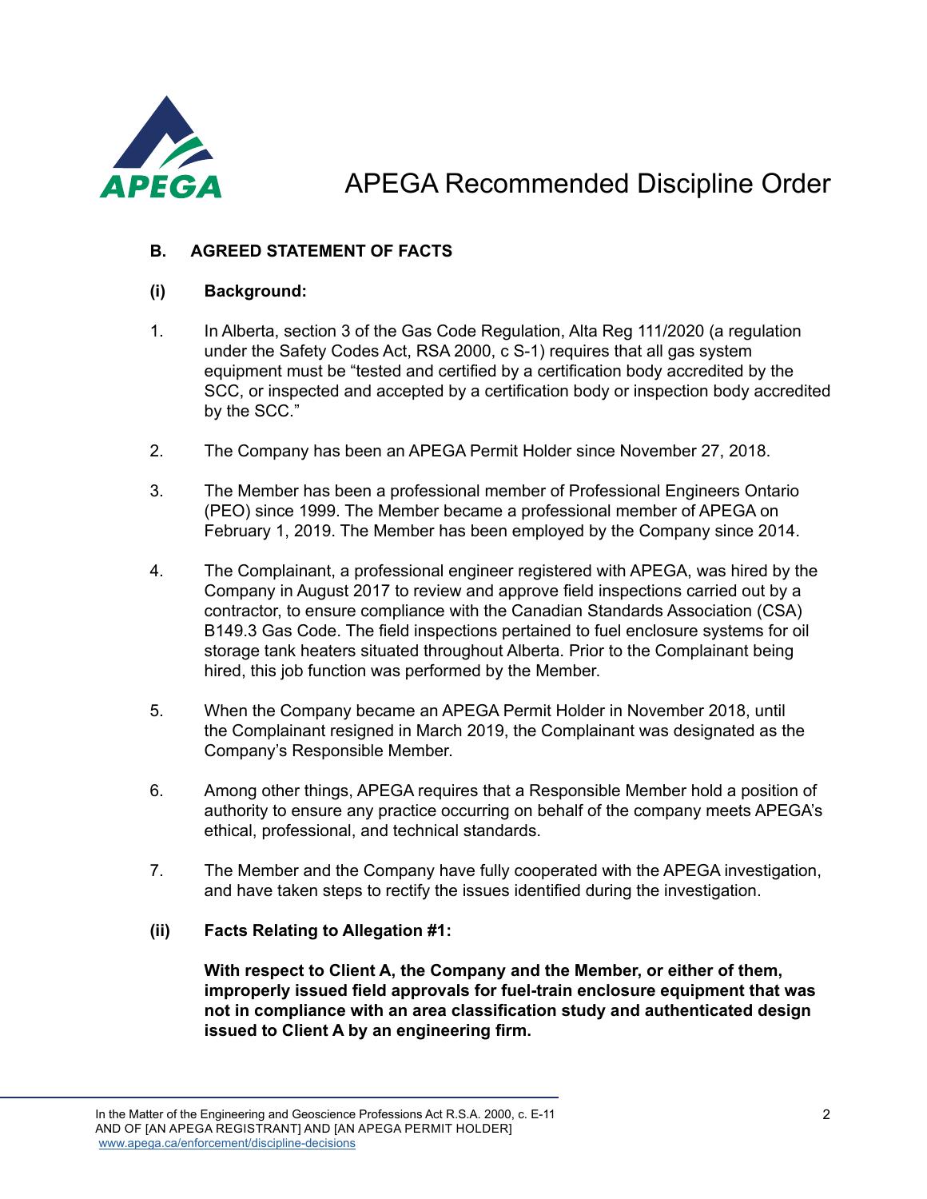## B. AGREED STATEMENT OF FACTS

### (i) Background:

1. In Alberta, section 3 of the Gas Code Regulation, Alta Reg 111/2020 (a regulation under the Safety Codes Act, RSA 2000, c S-1) requires that all gas system equipment must be "tested and certified by a certification body accredited by the SCC, or inspected and accepted by a certification body or inspection body accredited by the SCC."

2. The Company has been an APEGA Permit Holder since November 27, 2018.

3. The Member has been a professional member of Professional Engineers Ontario (PEO) since 1999. The Member became a professional member of APEGA on February 1, 2019. The Member has been employed by the Company since 2014.

4. The Complainant, a professional engineer registered with APEGA, was hired by the Company in August 2017 to review and approve field inspections carried out by a contractor, to ensure compliance with the Canadian Standards Association (CSA) B149.3 Gas Code. The field inspections pertained to fuel enclosure systems for oil storage tank heaters situated throughout Alberta. Prior to the Complainant being hired, this job function was performed by the Member.

5. When the Company became an APEGA Permit Holder in November 2018, until the Complainant resigned in March 2019, the Complainant was designated as the Company's Responsible Member.

6. Among other things, APEGA requires that a Responsible Member hold a position of authority to ensure any practice occurring on behalf of the company meets APEGA's ethical, professional, and technical standards.

7. The Member and the Company have fully cooperated with the APEGA investigation, and have taken steps to rectify the issues identified during the investigation.

### (ii) Facts Relating to Allegation #1:

**With respect to Client A, the Company and the Member, or either of them, improperly issued field approvals for fuel-train enclosure equipment that was not in compliance with an area classification study and authenticated design issued to Client A by an engineering firm.**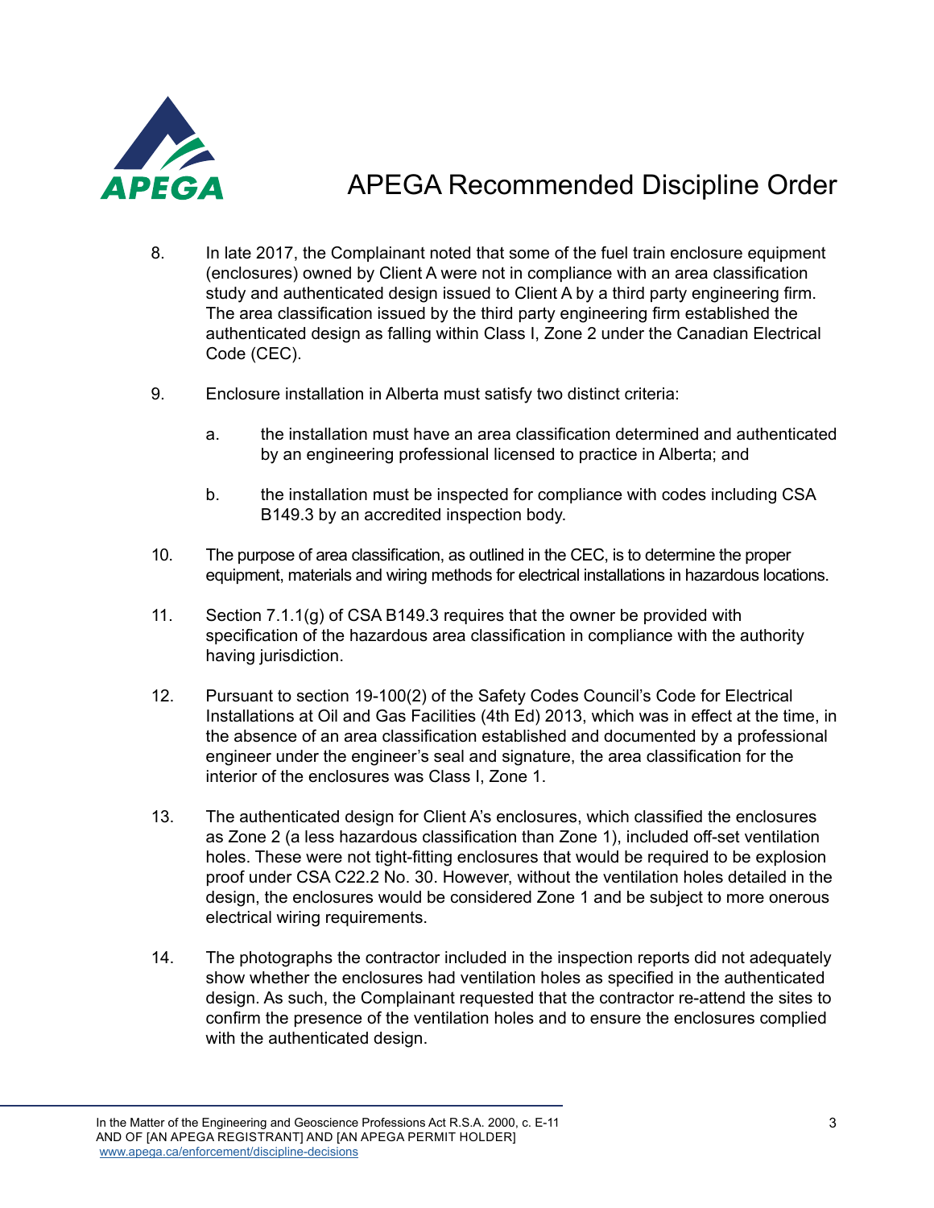8. In late 2017, the Complainant noted that some of the fuel train enclosure equipment (enclosures) owned by Client A were not in compliance with an area classification study and authenticated design issued to Client A by a third party engineering firm. The area classification issued by the third party engineering firm established the authenticated design as falling within Class I, Zone 2 under the Canadian Electrical Code (CEC).

9. Enclosure installation in Alberta must satisfy two distinct criteria:

   a. the installation must have an area classification determined and authenticated by an engineering professional licensed to practice in Alberta; and

   b. the installation must be inspected for compliance with codes including CSA B149.3 by an accredited inspection body.

10. The purpose of area classification, as outlined in the CEC, is to determine the proper equipment, materials and wiring methods for electrical installations in hazardous locations.

11. Section 7.1.1(g) of CSA B149.3 requires that the owner be provided with specification of the hazardous area classification in compliance with the authority having jurisdiction.

12. Pursuant to section 19-100(2) of the Safety Codes Council's Code for Electrical Installations at Oil and Gas Facilities (4th Ed) 2013, which was in effect at the time, in the absence of an area classification established and documented by a professional engineer under the engineer's seal and signature, the area classification for the interior of the enclosures was Class I, Zone 1.

13. The authenticated design for Client A's enclosures, which classified the enclosures as Zone 2 (a less hazardous classification than Zone 1), included off-set ventilation holes. These were not tight-fitting enclosures that would be required to be explosion proof under CSA C22.2 No. 30. However, without the ventilation holes detailed in the design, the enclosures would be considered Zone 1 and be subject to more onerous electrical wiring requirements.

14. The photographs the contractor included in the inspection reports did not adequately show whether the enclosures had ventilation holes as specified in the authenticated design. As such, the Complainant requested that the contractor re-attend the sites to confirm the presence of the ventilation holes and to ensure the enclosures complied with the authenticated design.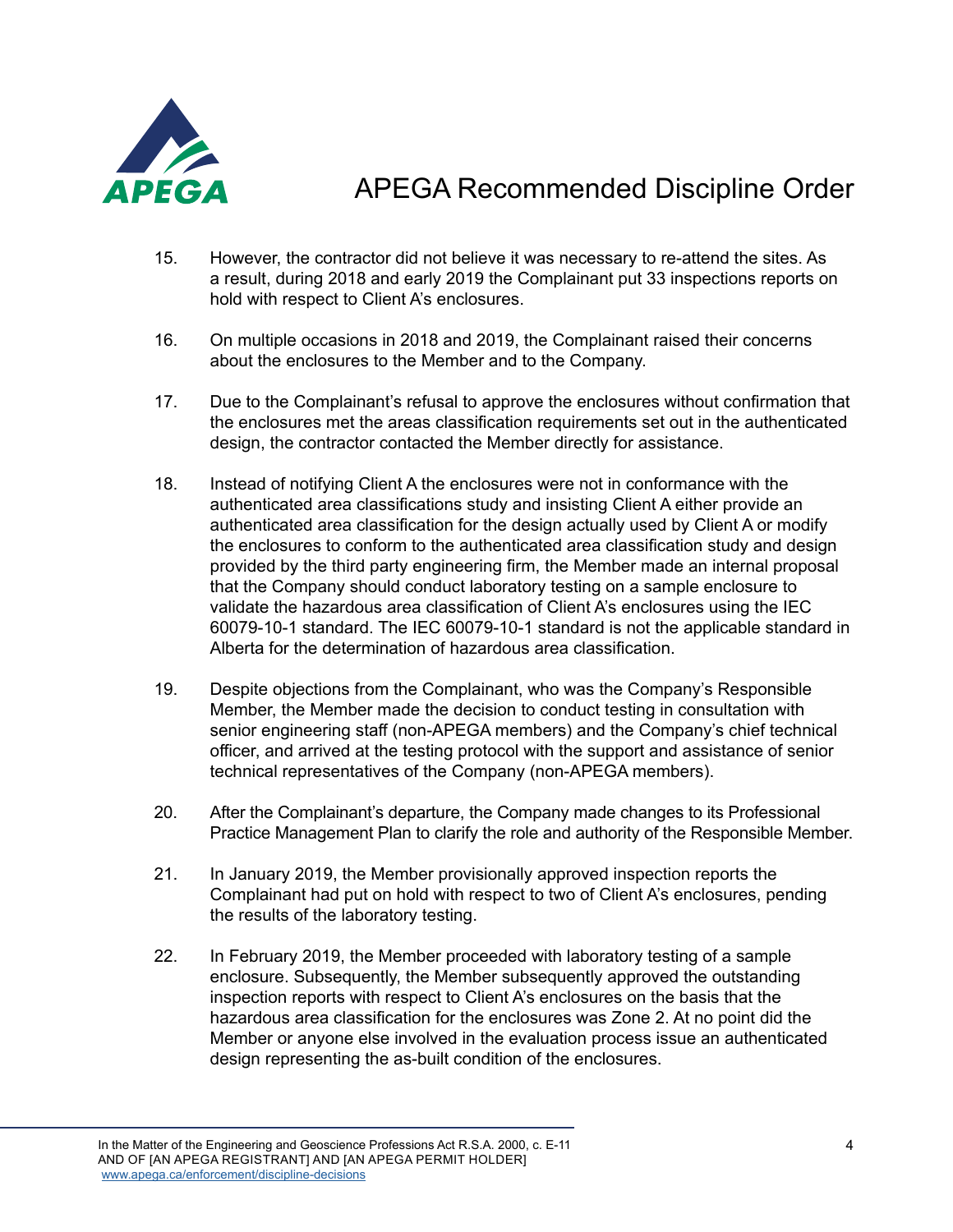15. However, the contractor did not believe it was necessary to re-attend the sites. As a result, during 2018 and early 2019 the Complainant put 33 inspections reports on hold with respect to Client A's enclosures.

16. On multiple occasions in 2018 and 2019, the Complainant raised their concerns about the enclosures to the Member and to the Company.

17. Due to the Complainant's refusal to approve the enclosures without confirmation that the enclosures met the areas classification requirements set out in the authenticated design, the contractor contacted the Member directly for assistance.

18. Instead of notifying Client A the enclosures were not in conformance with the authenticated area classifications study and insisting Client A either provide an authenticated area classification for the design actually used by Client A or modify the enclosures to conform to the authenticated area classification study and design provided by the third party engineering firm, the Member made an internal proposal that the Company should conduct laboratory testing on a sample enclosure to validate the hazardous area classification of Client A's enclosures using the IEC 60079-10-1 standard. The IEC 60079-10-1 standard is not the applicable standard in Alberta for the determination of hazardous area classification.

19. Despite objections from the Complainant, who was the Company's Responsible Member, the Member made the decision to conduct testing in consultation with senior engineering staff (non-APEGA members) and the Company's chief technical officer, and arrived at the testing protocol with the support and assistance of senior technical representatives of the Company (non-APEGA members).

20. After the Complainant's departure, the Company made changes to its Professional Practice Management Plan to clarify the role and authority of the Responsible Member.

21. In January 2019, the Member provisionally approved inspection reports the Complainant had put on hold with respect to two of Client A's enclosures, pending the results of the laboratory testing.

22. In February 2019, the Member proceeded with laboratory testing of a sample enclosure. Subsequently, the Member subsequently approved the outstanding inspection reports with respect to Client A's enclosures on the basis that the hazardous area classification for the enclosures was Zone 2. At no point did the Member or anyone else involved in the evaluation process issue an authenticated design representing the as-built condition of the enclosures.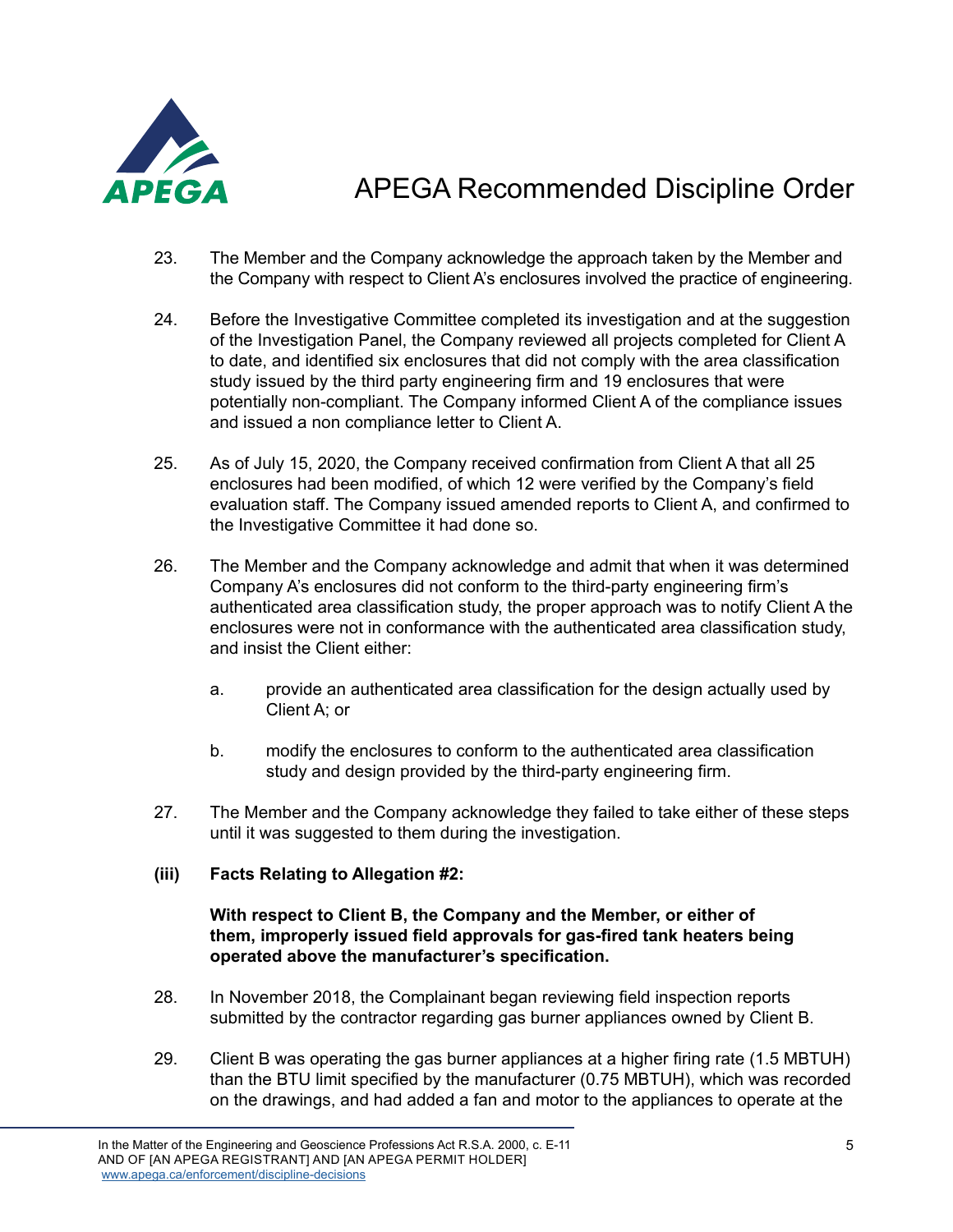23. The Member and the Company acknowledge the approach taken by the Member and the Company with respect to Client A's enclosures involved the practice of engineering.

24. Before the Investigative Committee completed its investigation and at the suggestion of the Investigation Panel, the Company reviewed all projects completed for Client A to date, and identified six enclosures that did not comply with the area classification study issued by the third party engineering firm and 19 enclosures that were potentially non-compliant. The Company informed Client A of the compliance issues and issued a non compliance letter to Client A.

25. As of July 15, 2020, the Company received confirmation from Client A that all 25 enclosures had been modified, of which 12 were verified by the Company's field evaluation staff. The Company issued amended reports to Client A, and confirmed to the Investigative Committee it had done so.

26. The Member and the Company acknowledge and admit that when it was determined Company A's enclosures did not conform to the third-party engineering firm's authenticated area classification study, the proper approach was to notify Client A the enclosures were not in conformance with the authenticated area classification study, and insist the Client either:

    a. provide an authenticated area classification for the design actually used by Client A; or

    b. modify the enclosures to conform to the authenticated area classification study and design provided by the third-party engineering firm.

27. The Member and the Company acknowledge they failed to take either of these steps until it was suggested to them during the investigation.

**(iii) Facts Relating to Allegation #2:**

**With respect to Client B, the Company and the Member, or either of them, improperly issued field approvals for gas-fired tank heaters being operated above the manufacturer's specification.**

28. In November 2018, the Complainant began reviewing field inspection reports submitted by the contractor regarding gas burner appliances owned by Client B.

29. Client B was operating the gas burner appliances at a higher firing rate (1.5 MBTUH) than the BTU limit specified by the manufacturer (0.75 MBTUH), which was recorded on the drawings, and had added a fan and motor to the appliances to operate at the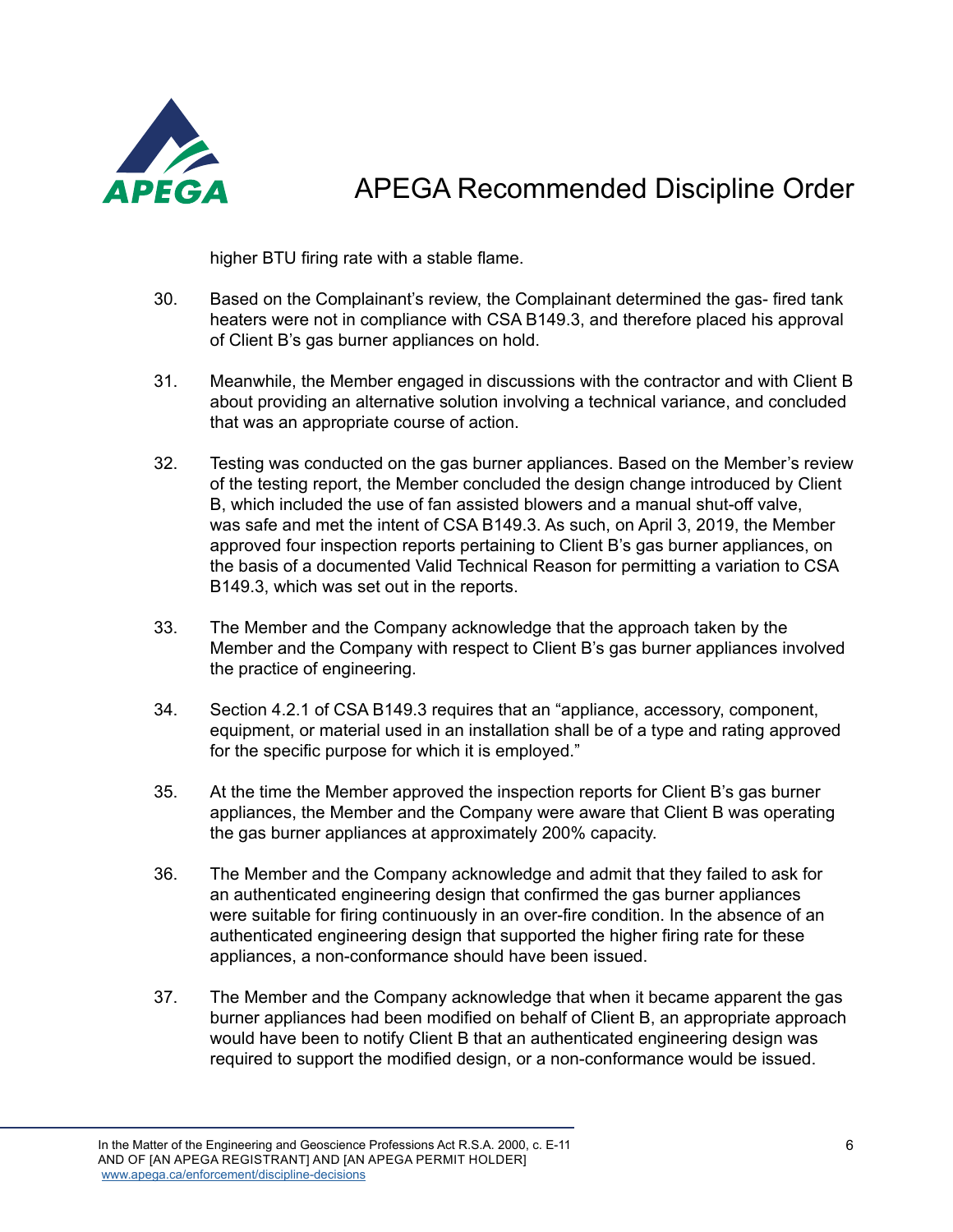higher BTU firing rate with a stable flame.

30. Based on the Complainant's review, the Complainant determined the gas- fired tank heaters were not in compliance with CSA B149.3, and therefore placed his approval of Client B's gas burner appliances on hold.

31. Meanwhile, the Member engaged in discussions with the contractor and with Client B about providing an alternative solution involving a technical variance, and concluded that was an appropriate course of action.

32. Testing was conducted on the gas burner appliances. Based on the Member's review of the testing report, the Member concluded the design change introduced by Client B, which included the use of fan assisted blowers and a manual shut-off valve, was safe and met the intent of CSA B149.3. As such, on April 3, 2019, the Member approved four inspection reports pertaining to Client B's gas burner appliances, on the basis of a documented Valid Technical Reason for permitting a variation to CSA B149.3, which was set out in the reports.

33. The Member and the Company acknowledge that the approach taken by the Member and the Company with respect to Client B's gas burner appliances involved the practice of engineering.

34. Section 4.2.1 of CSA B149.3 requires that an "appliance, accessory, component, equipment, or material used in an installation shall be of a type and rating approved for the specific purpose for which it is employed."

35. At the time the Member approved the inspection reports for Client B's gas burner appliances, the Member and the Company were aware that Client B was operating the gas burner appliances at approximately 200% capacity.

36. The Member and the Company acknowledge and admit that they failed to ask for an authenticated engineering design that confirmed the gas burner appliances were suitable for firing continuously in an over-fire condition. In the absence of an authenticated engineering design that supported the higher firing rate for these appliances, a non-conformance should have been issued.

37. The Member and the Company acknowledge that when it became apparent the gas burner appliances had been modified on behalf of Client B, an appropriate approach would have been to notify Client B that an authenticated engineering design was required to support the modified design, or a non-conformance would be issued.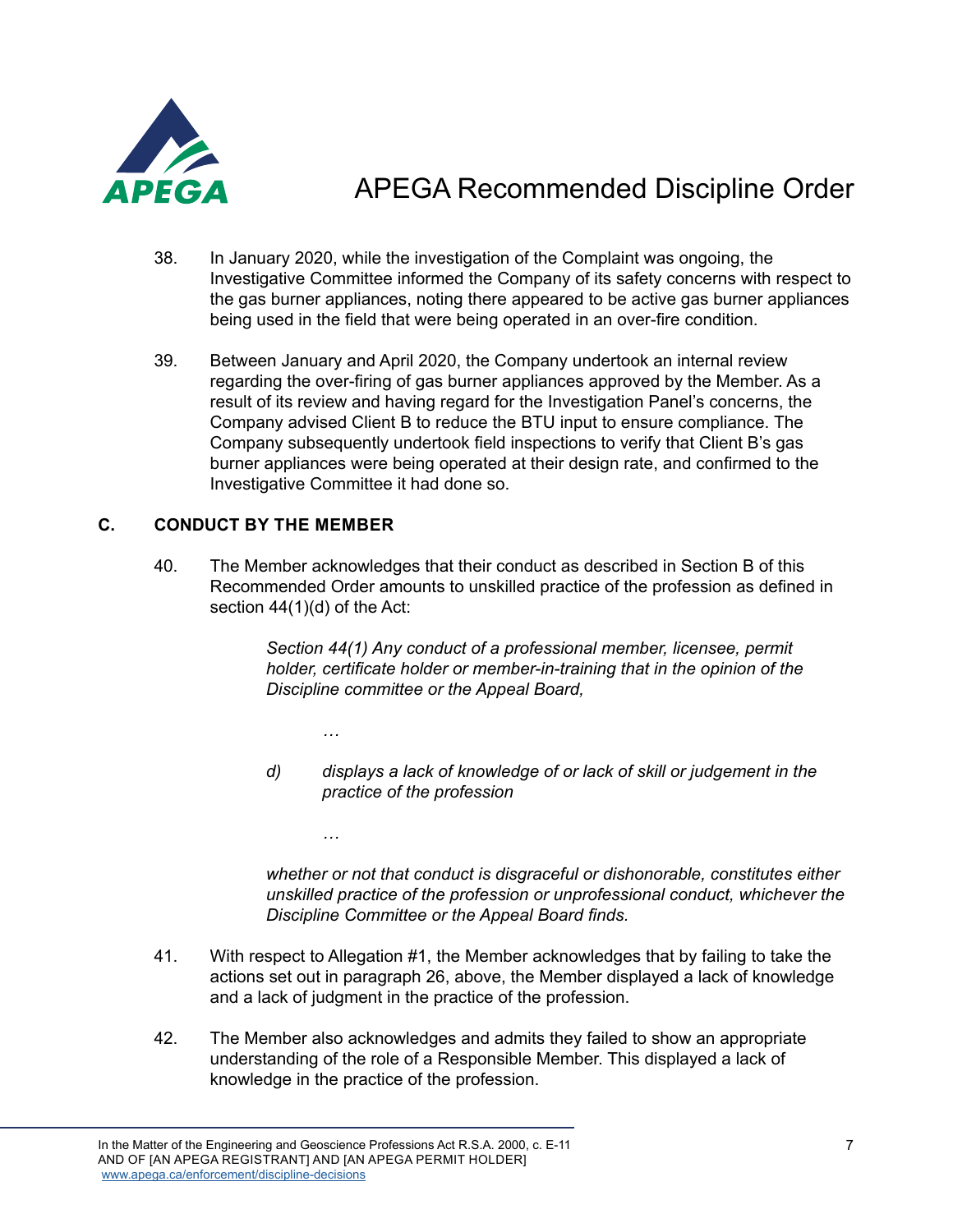38. In January 2020, while the investigation of the Complaint was ongoing, the Investigative Committee informed the Company of its safety concerns with respect to the gas burner appliances, noting there appeared to be active gas burner appliances being used in the field that were being operated in an over-fire condition.

39. Between January and April 2020, the Company undertook an internal review regarding the over-firing of gas burner appliances approved by the Member. As a result of its review and having regard for the Investigation Panel's concerns, the Company advised Client B to reduce the BTU input to ensure compliance. The Company subsequently undertook field inspections to verify that Client B's gas burner appliances were being operated at their design rate, and confirmed to the Investigative Committee it had done so.

## C. CONDUCT BY THE MEMBER

40. The Member acknowledges that their conduct as described in Section B of this Recommended Order amounts to unskilled practice of the profession as defined in section 44(1)(d) of the Act:

> *Section 44(1) Any conduct of a professional member, licensee, permit holder, certificate holder or member-in-training that in the opinion of the Discipline committee or the Appeal Board,*
>
> *…*
>
> *d) displays a lack of knowledge of or lack of skill or judgement in the practice of the profession*
>
> *…*
>
> *whether or not that conduct is disgraceful or dishonorable, constitutes either unskilled practice of the profession or unprofessional conduct, whichever the Discipline Committee or the Appeal Board finds.*

41. With respect to Allegation #1, the Member acknowledges that by failing to take the actions set out in paragraph 26, above, the Member displayed a lack of knowledge and a lack of judgment in the practice of the profession.

42. The Member also acknowledges and admits they failed to show an appropriate understanding of the role of a Responsible Member. This displayed a lack of knowledge in the practice of the profession.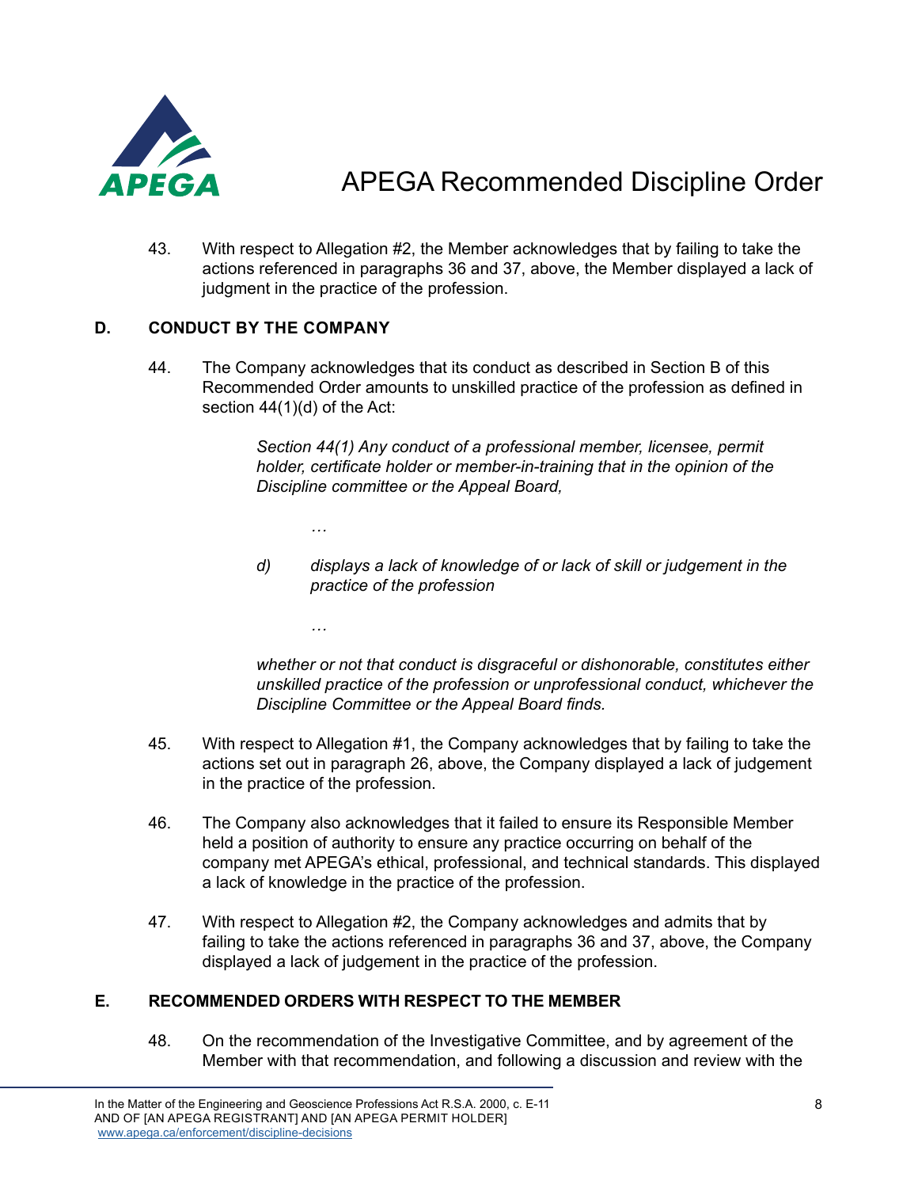43. With respect to Allegation #2, the Member acknowledges that by failing to take the actions referenced in paragraphs 36 and 37, above, the Member displayed a lack of judgment in the practice of the profession.

## D. CONDUCT BY THE COMPANY

44. The Company acknowledges that its conduct as described in Section B of this Recommended Order amounts to unskilled practice of the profession as defined in section 44(1)(d) of the Act:

> *Section 44(1) Any conduct of a professional member, licensee, permit holder, certificate holder or member-in-training that in the opinion of the Discipline committee or the Appeal Board,*
>
> *…*
>
> *d) displays a lack of knowledge of or lack of skill or judgement in the practice of the profession*
>
> *…*
>
> *whether or not that conduct is disgraceful or dishonorable, constitutes either unskilled practice of the profession or unprofessional conduct, whichever the Discipline Committee or the Appeal Board finds.*

45. With respect to Allegation #1, the Company acknowledges that by failing to take the actions set out in paragraph 26, above, the Company displayed a lack of judgement in the practice of the profession.

46. The Company also acknowledges that it failed to ensure its Responsible Member held a position of authority to ensure any practice occurring on behalf of the company met APEGA's ethical, professional, and technical standards. This displayed a lack of knowledge in the practice of the profession.

47. With respect to Allegation #2, the Company acknowledges and admits that by failing to take the actions referenced in paragraphs 36 and 37, above, the Company displayed a lack of judgement in the practice of the profession.

## E. RECOMMENDED ORDERS WITH RESPECT TO THE MEMBER

48. On the recommendation of the Investigative Committee, and by agreement of the Member with that recommendation, and following a discussion and review with the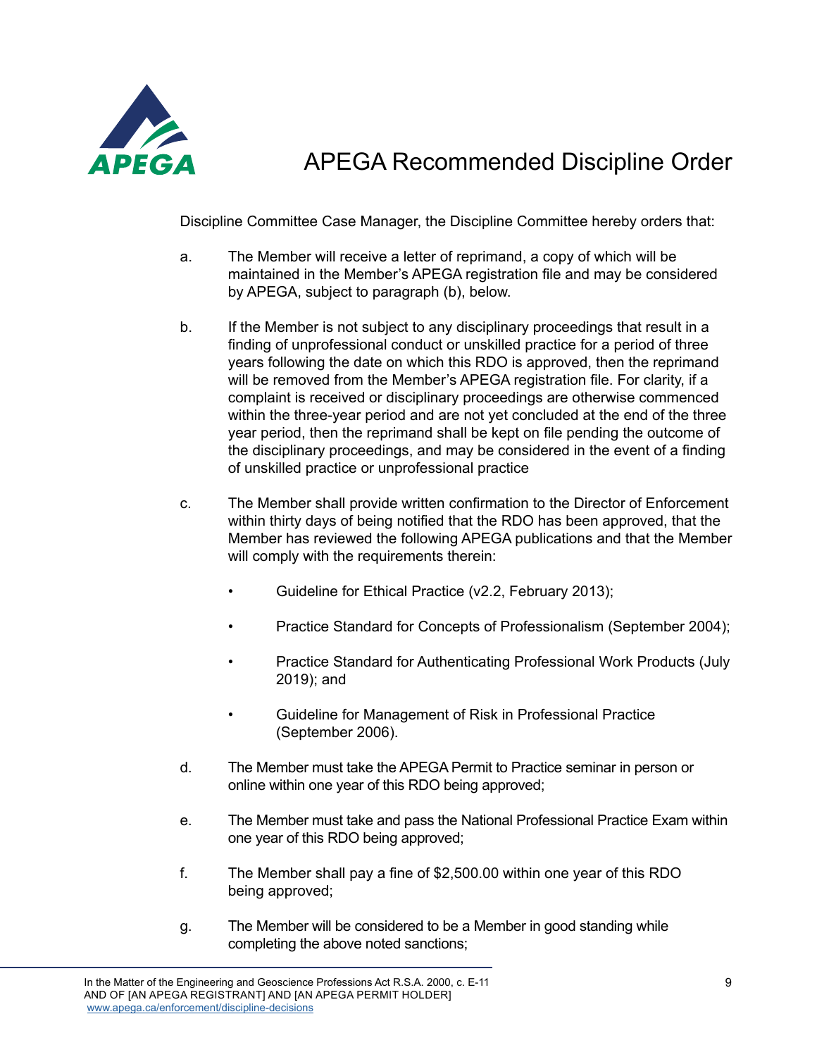Discipline Committee Case Manager, the Discipline Committee hereby orders that:

a. The Member will receive a letter of reprimand, a copy of which will be maintained in the Member's APEGA registration file and may be considered by APEGA, subject to paragraph (b), below.

b. If the Member is not subject to any disciplinary proceedings that result in a finding of unprofessional conduct or unskilled practice for a period of three years following the date on which this RDO is approved, then the reprimand will be removed from the Member's APEGA registration file. For clarity, if a complaint is received or disciplinary proceedings are otherwise commenced within the three-year period and are not yet concluded at the end of the three year period, then the reprimand shall be kept on file pending the outcome of the disciplinary proceedings, and may be considered in the event of a finding of unskilled practice or unprofessional practice

c. The Member shall provide written confirmation to the Director of Enforcement within thirty days of being notified that the RDO has been approved, that the Member has reviewed the following APEGA publications and that the Member will comply with the requirements therein:

- Guideline for Ethical Practice (v2.2, February 2013);
- Practice Standard for Concepts of Professionalism (September 2004);
- Practice Standard for Authenticating Professional Work Products (July 2019); and
- Guideline for Management of Risk in Professional Practice (September 2006).

d. The Member must take the APEGA Permit to Practice seminar in person or online within one year of this RDO being approved;

e. The Member must take and pass the National Professional Practice Exam within one year of this RDO being approved;

f. The Member shall pay a fine of $2,500.00 within one year of this RDO being approved;

g. The Member will be considered to be a Member in good standing while completing the above noted sanctions;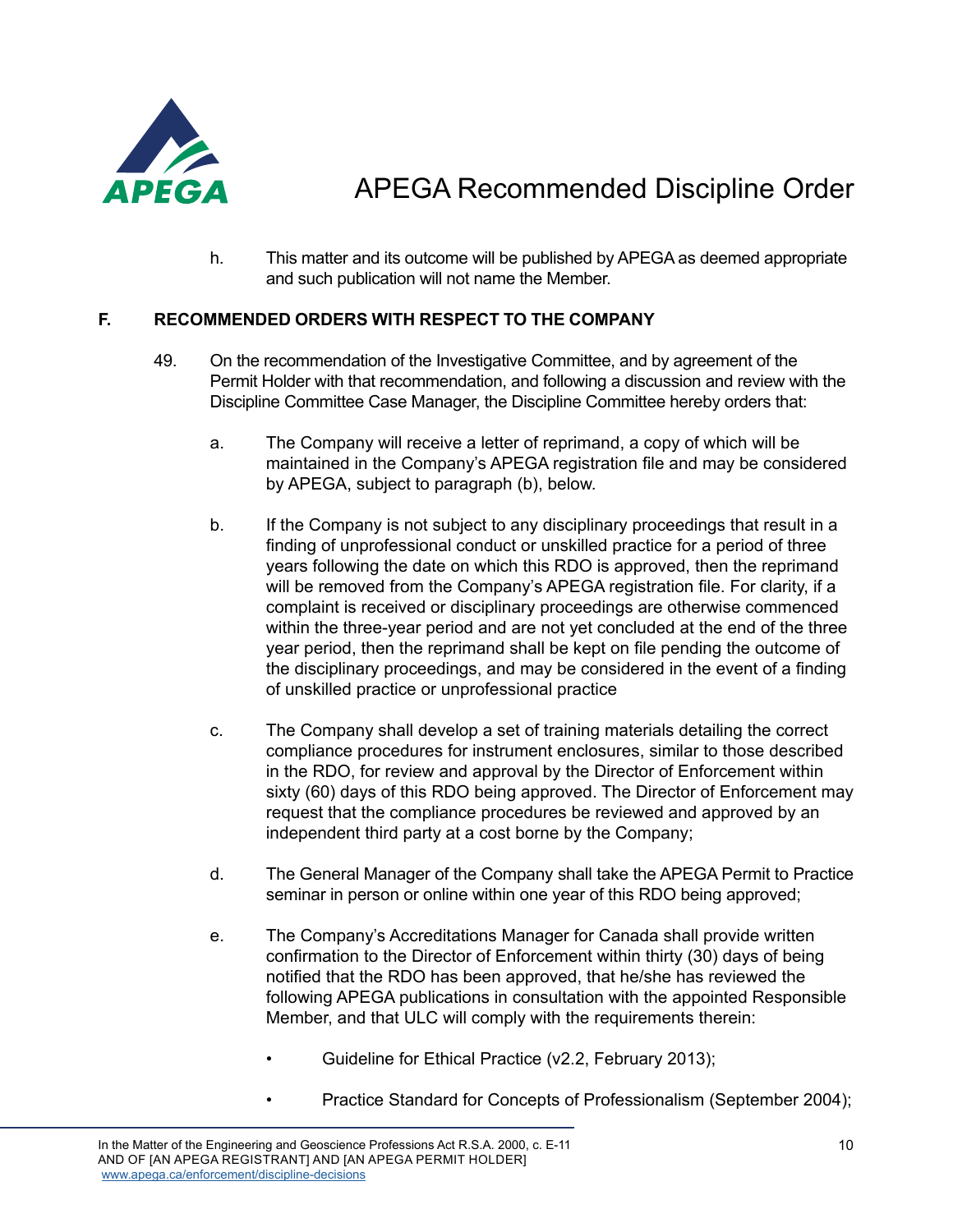h. This matter and its outcome will be published by APEGA as deemed appropriate and such publication will not name the Member.

## F. RECOMMENDED ORDERS WITH RESPECT TO THE COMPANY

49. On the recommendation of the Investigative Committee, and by agreement of the Permit Holder with that recommendation, and following a discussion and review with the Discipline Committee Case Manager, the Discipline Committee hereby orders that:

    a. The Company will receive a letter of reprimand, a copy of which will be maintained in the Company's APEGA registration file and may be considered by APEGA, subject to paragraph (b), below.

    b. If the Company is not subject to any disciplinary proceedings that result in a finding of unprofessional conduct or unskilled practice for a period of three years following the date on which this RDO is approved, then the reprimand will be removed from the Company's APEGA registration file. For clarity, if a complaint is received or disciplinary proceedings are otherwise commenced within the three-year period and are not yet concluded at the end of the three year period, then the reprimand shall be kept on file pending the outcome of the disciplinary proceedings, and may be considered in the event of a finding of unskilled practice or unprofessional practice

    c. The Company shall develop a set of training materials detailing the correct compliance procedures for instrument enclosures, similar to those described in the RDO, for review and approval by the Director of Enforcement within sixty (60) days of this RDO being approved. The Director of Enforcement may request that the compliance procedures be reviewed and approved by an independent third party at a cost borne by the Company;

    d. The General Manager of the Company shall take the APEGA Permit to Practice seminar in person or online within one year of this RDO being approved;

    e. The Company's Accreditations Manager for Canada shall provide written confirmation to the Director of Enforcement within thirty (30) days of being notified that the RDO has been approved, that he/she has reviewed the following APEGA publications in consultation with the appointed Responsible Member, and that ULC will comply with the requirements therein:

        - Guideline for Ethical Practice (v2.2, February 2013);
        - Practice Standard for Concepts of Professionalism (September 2004);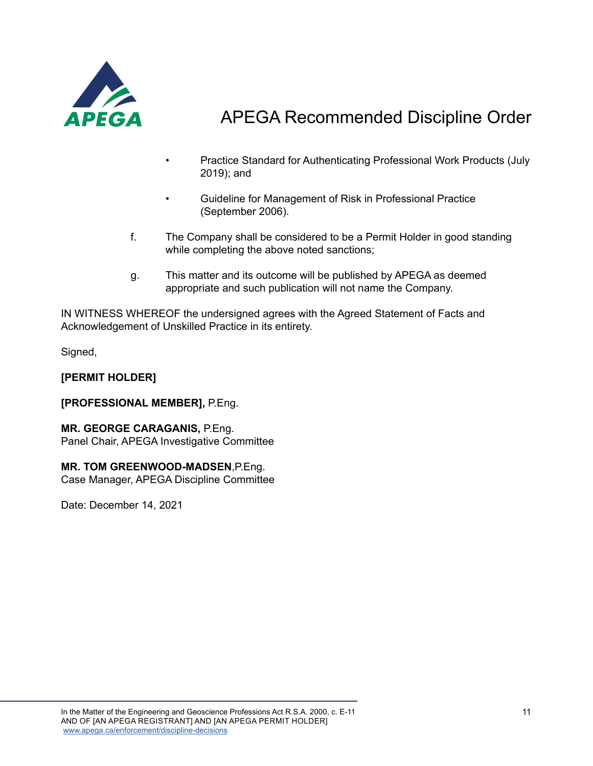- Practice Standard for Authenticating Professional Work Products (July 2019); and
- Guideline for Management of Risk in Professional Practice (September 2006).

f. The Company shall be considered to be a Permit Holder in good standing while completing the above noted sanctions;

g. This matter and its outcome will be published by APEGA as deemed appropriate and such publication will not name the Company.

IN WITNESS WHEREOF the undersigned agrees with the Agreed Statement of Facts and Acknowledgement of Unskilled Practice in its entirety.

Signed,

**[PERMIT HOLDER]**

**[PROFESSIONAL MEMBER],** P.Eng.

**MR. GEORGE CARAGANIS,** P.Eng.
Panel Chair, APEGA Investigative Committee

**MR. TOM GREENWOOD-MADSEN**,P.Eng.
Case Manager, APEGA Discipline Committee

Date: December 14, 2021